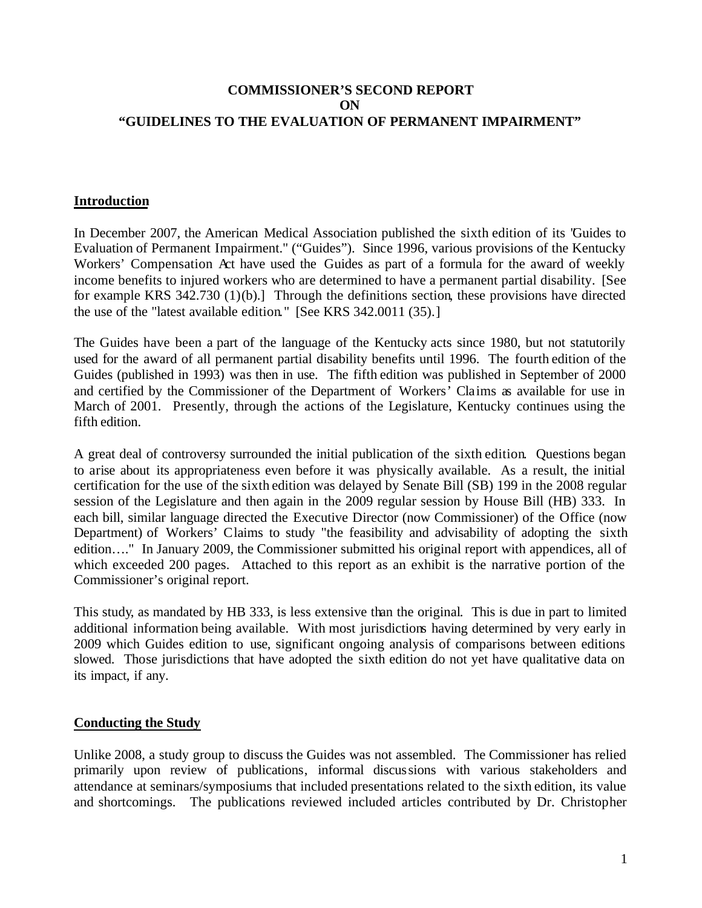# COMMISSIONER'S SECOND REPORT
# ON
# "GUIDELINES TO THE EVALUATION OF PERMANENT IMPAIRMENT"

## Introduction

In December 2007, the American Medical Association published the sixth edition of its "Guides to Evaluation of Permanent Impairment." ("Guides"). Since 1996, various provisions of the Kentucky Workers' Compensation Act have used the Guides as part of a formula for the award of weekly income benefits to injured workers who are determined to have a permanent partial disability. [See for example KRS 342.730 (1)(b).] Through the definitions section, these provisions have directed the use of the "latest available edition." [See KRS 342.0011 (35).]

The Guides have been a part of the language of the Kentucky acts since 1980, but not statutorily used for the award of all permanent partial disability benefits until 1996. The fourth edition of the Guides (published in 1993) was then in use. The fifth edition was published in September of 2000 and certified by the Commissioner of the Department of Workers' Claims as available for use in March of 2001. Presently, through the actions of the Legislature, Kentucky continues using the fifth edition.

A great deal of controversy surrounded the initial publication of the sixth edition. Questions began to arise about its appropriateness even before it was physically available. As a result, the initial certification for the use of the sixth edition was delayed by Senate Bill (SB) 199 in the 2008 regular session of the Legislature and then again in the 2009 regular session by House Bill (HB) 333. In each bill, similar language directed the Executive Director (now Commissioner) of the Office (now Department) of Workers' Claims to study "the feasibility and advisability of adopting the sixth edition…." In January 2009, the Commissioner submitted his original report with appendices, all of which exceeded 200 pages. Attached to this report as an exhibit is the narrative portion of the Commissioner's original report.

This study, as mandated by HB 333, is less extensive than the original. This is due in part to limited additional information being available. With most jurisdictions having determined by very early in 2009 which Guides edition to use, significant ongoing analysis of comparisons between editions slowed. Those jurisdictions that have adopted the sixth edition do not yet have qualitative data on its impact, if any.

## Conducting the Study

Unlike 2008, a study group to discuss the Guides was not assembled. The Commissioner has relied primarily upon review of publications, informal discussions with various stakeholders and attendance at seminars/symposiums that included presentations related to the sixth edition, its value and shortcomings. The publications reviewed included articles contributed by Dr. Christopher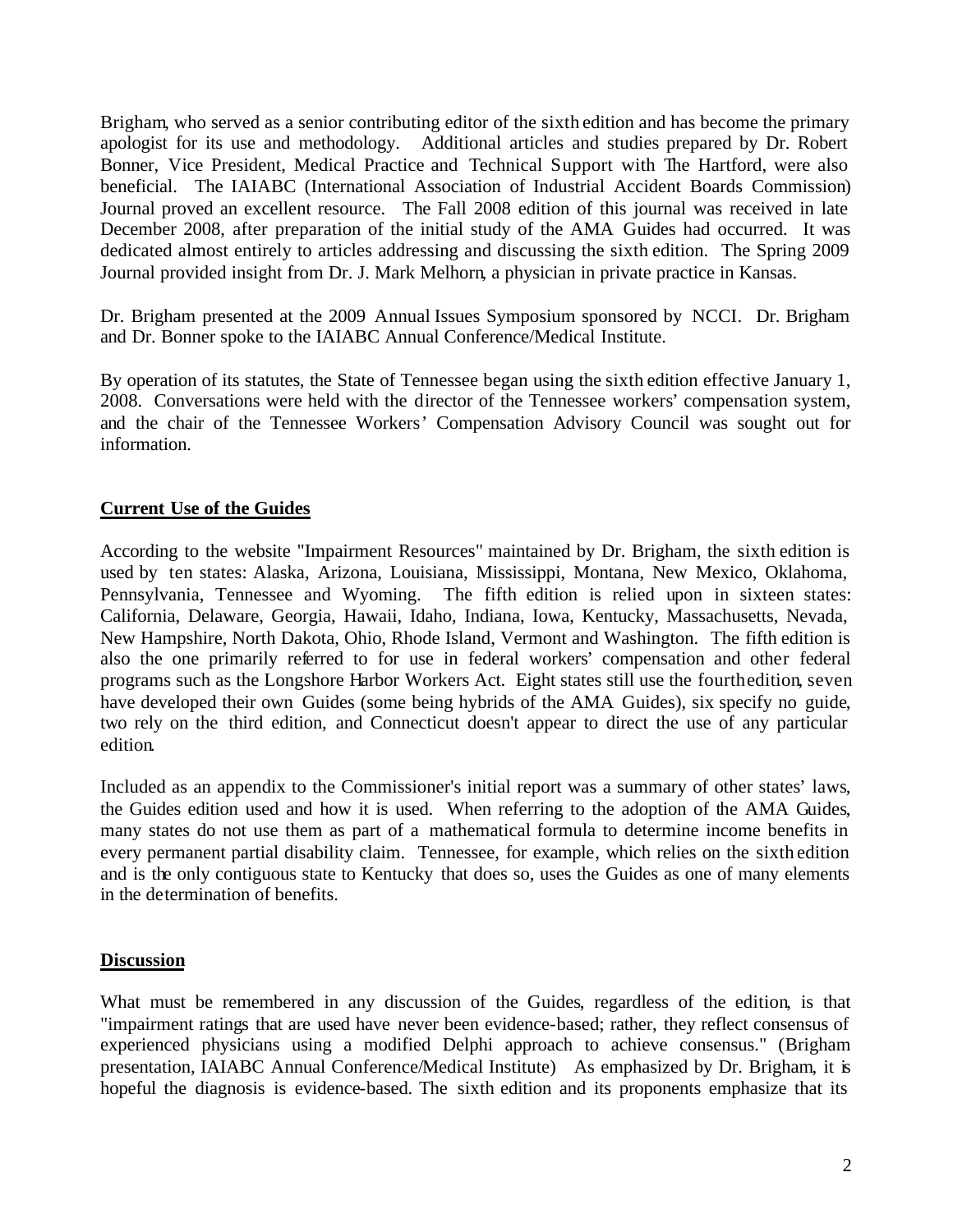Brigham, who served as a senior contributing editor of the sixth edition and has become the primary apologist for its use and methodology. Additional articles and studies prepared by Dr. Robert Bonner, Vice President, Medical Practice and Technical Support with The Hartford, were also beneficial. The IAIABC (International Association of Industrial Accident Boards Commission) Journal proved an excellent resource. The Fall 2008 edition of this journal was received in late December 2008, after preparation of the initial study of the AMA Guides had occurred. It was dedicated almost entirely to articles addressing and discussing the sixth edition. The Spring 2009 Journal provided insight from Dr. J. Mark Melhorn, a physician in private practice in Kansas.

Dr. Brigham presented at the 2009 Annual Issues Symposium sponsored by NCCI. Dr. Brigham and Dr. Bonner spoke to the IAIABC Annual Conference/Medical Institute.

By operation of its statutes, the State of Tennessee began using the sixth edition effective January 1, 2008. Conversations were held with the director of the Tennessee workers' compensation system, and the chair of the Tennessee Workers' Compensation Advisory Council was sought out for information.

## Current Use of the Guides

According to the website "Impairment Resources" maintained by Dr. Brigham, the sixth edition is used by ten states: Alaska, Arizona, Louisiana, Mississippi, Montana, New Mexico, Oklahoma, Pennsylvania, Tennessee and Wyoming. The fifth edition is relied upon in sixteen states: California, Delaware, Georgia, Hawaii, Idaho, Indiana, Iowa, Kentucky, Massachusetts, Nevada, New Hampshire, North Dakota, Ohio, Rhode Island, Vermont and Washington. The fifth edition is also the one primarily referred to for use in federal workers' compensation and other federal programs such as the Longshore Harbor Workers Act. Eight states still use the fourth edition, seven have developed their own Guides (some being hybrids of the AMA Guides), six specify no guide, two rely on the third edition, and Connecticut doesn't appear to direct the use of any particular edition.

Included as an appendix to the Commissioner's initial report was a summary of other states' laws, the Guides edition used and how it is used. When referring to the adoption of the AMA Guides, many states do not use them as part of a mathematical formula to determine income benefits in every permanent partial disability claim. Tennessee, for example, which relies on the sixth edition and is the only contiguous state to Kentucky that does so, uses the Guides as one of many elements in the determination of benefits.

## Discussion

What must be remembered in any discussion of the Guides, regardless of the edition, is that "impairment ratings that are used have never been evidence-based; rather, they reflect consensus of experienced physicians using a modified Delphi approach to achieve consensus." (Brigham presentation, IAIABC Annual Conference/Medical Institute) As emphasized by Dr. Brigham, it is hopeful the diagnosis is evidence-based. The sixth edition and its proponents emphasize that its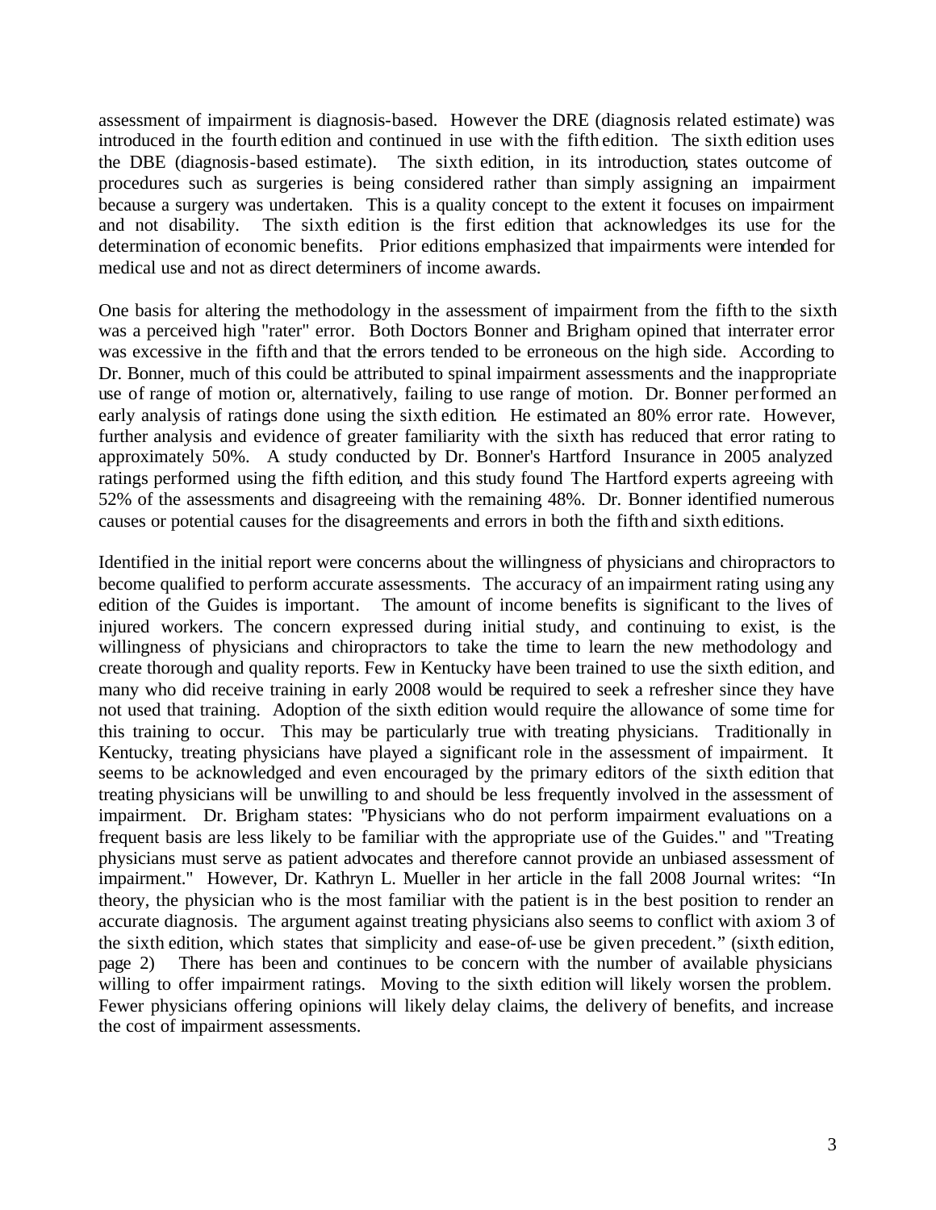assessment of impairment is diagnosis-based. However the DRE (diagnosis related estimate) was introduced in the fourth edition and continued in use with the fifth edition. The sixth edition uses the DBE (diagnosis-based estimate). The sixth edition, in its introduction, states outcome of procedures such as surgeries is being considered rather than simply assigning an impairment because a surgery was undertaken. This is a quality concept to the extent it focuses on impairment and not disability. The sixth edition is the first edition that acknowledges its use for the determination of economic benefits. Prior editions emphasized that impairments were intended for medical use and not as direct determiners of income awards.

One basis for altering the methodology in the assessment of impairment from the fifth to the sixth was a perceived high "rater" error. Both Doctors Bonner and Brigham opined that interrater error was excessive in the fifth and that the errors tended to be erroneous on the high side. According to Dr. Bonner, much of this could be attributed to spinal impairment assessments and the inappropriate use of range of motion or, alternatively, failing to use range of motion. Dr. Bonner performed an early analysis of ratings done using the sixth edition. He estimated an 80% error rate. However, further analysis and evidence of greater familiarity with the sixth has reduced that error rating to approximately 50%. A study conducted by Dr. Bonner's Hartford Insurance in 2005 analyzed ratings performed using the fifth edition, and this study found The Hartford experts agreeing with 52% of the assessments and disagreeing with the remaining 48%. Dr. Bonner identified numerous causes or potential causes for the disagreements and errors in both the fifth and sixth editions.

Identified in the initial report were concerns about the willingness of physicians and chiropractors to become qualified to perform accurate assessments. The accuracy of an impairment rating using any edition of the Guides is important. The amount of income benefits is significant to the lives of injured workers. The concern expressed during initial study, and continuing to exist, is the willingness of physicians and chiropractors to take the time to learn the new methodology and create thorough and quality reports. Few in Kentucky have been trained to use the sixth edition, and many who did receive training in early 2008 would be required to seek a refresher since they have not used that training. Adoption of the sixth edition would require the allowance of some time for this training to occur. This may be particularly true with treating physicians. Traditionally in Kentucky, treating physicians have played a significant role in the assessment of impairment. It seems to be acknowledged and even encouraged by the primary editors of the sixth edition that treating physicians will be unwilling to and should be less frequently involved in the assessment of impairment. Dr. Brigham states: "Physicians who do not perform impairment evaluations on a frequent basis are less likely to be familiar with the appropriate use of the Guides." and "Treating physicians must serve as patient advocates and therefore cannot provide an unbiased assessment of impairment." However, Dr. Kathryn L. Mueller in her article in the fall 2008 Journal writes: "In theory, the physician who is the most familiar with the patient is in the best position to render an accurate diagnosis. The argument against treating physicians also seems to conflict with axiom 3 of the sixth edition, which states that simplicity and ease-of-use be given precedent." (sixth edition, page 2) There has been and continues to be concern with the number of available physicians willing to offer impairment ratings. Moving to the sixth edition will likely worsen the problem. Fewer physicians offering opinions will likely delay claims, the delivery of benefits, and increase the cost of impairment assessments.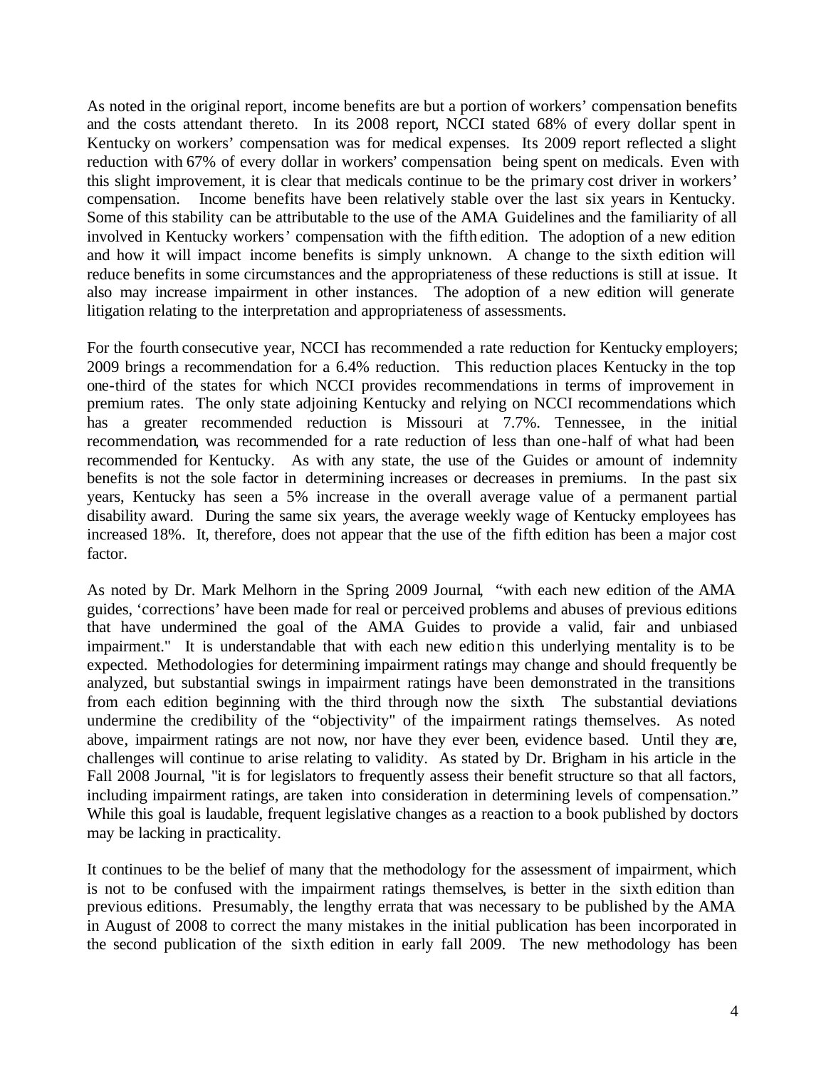As noted in the original report, income benefits are but a portion of workers' compensation benefits and the costs attendant thereto. In its 2008 report, NCCI stated 68% of every dollar spent in Kentucky on workers' compensation was for medical expenses. Its 2009 report reflected a slight reduction with 67% of every dollar in workers' compensation being spent on medicals. Even with this slight improvement, it is clear that medicals continue to be the primary cost driver in workers' compensation. Income benefits have been relatively stable over the last six years in Kentucky. Some of this stability can be attributable to the use of the AMA Guidelines and the familiarity of all involved in Kentucky workers' compensation with the fifth edition. The adoption of a new edition and how it will impact income benefits is simply unknown. A change to the sixth edition will reduce benefits in some circumstances and the appropriateness of these reductions is still at issue. It also may increase impairment in other instances. The adoption of a new edition will generate litigation relating to the interpretation and appropriateness of assessments.

For the fourth consecutive year, NCCI has recommended a rate reduction for Kentucky employers; 2009 brings a recommendation for a 6.4% reduction. This reduction places Kentucky in the top one-third of the states for which NCCI provides recommendations in terms of improvement in premium rates. The only state adjoining Kentucky and relying on NCCI recommendations which has a greater recommended reduction is Missouri at 7.7%. Tennessee, in the initial recommendation, was recommended for a rate reduction of less than one-half of what had been recommended for Kentucky. As with any state, the use of the Guides or amount of indemnity benefits is not the sole factor in determining increases or decreases in premiums. In the past six years, Kentucky has seen a 5% increase in the overall average value of a permanent partial disability award. During the same six years, the average weekly wage of Kentucky employees has increased 18%. It, therefore, does not appear that the use of the fifth edition has been a major cost factor.

As noted by Dr. Mark Melhorn in the Spring 2009 Journal, "with each new edition of the AMA guides, 'corrections' have been made for real or perceived problems and abuses of previous editions that have undermined the goal of the AMA Guides to provide a valid, fair and unbiased impairment." It is understandable that with each new edition this underlying mentality is to be expected. Methodologies for determining impairment ratings may change and should frequently be analyzed, but substantial swings in impairment ratings have been demonstrated in the transitions from each edition beginning with the third through now the sixth. The substantial deviations undermine the credibility of the "objectivity" of the impairment ratings themselves. As noted above, impairment ratings are not now, nor have they ever been, evidence based. Until they are, challenges will continue to arise relating to validity. As stated by Dr. Brigham in his article in the Fall 2008 Journal, "it is for legislators to frequently assess their benefit structure so that all factors, including impairment ratings, are taken into consideration in determining levels of compensation." While this goal is laudable, frequent legislative changes as a reaction to a book published by doctors may be lacking in practicality.

It continues to be the belief of many that the methodology for the assessment of impairment, which is not to be confused with the impairment ratings themselves, is better in the sixth edition than previous editions. Presumably, the lengthy errata that was necessary to be published by the AMA in August of 2008 to correct the many mistakes in the initial publication has been incorporated in the second publication of the sixth edition in early fall 2009. The new methodology has been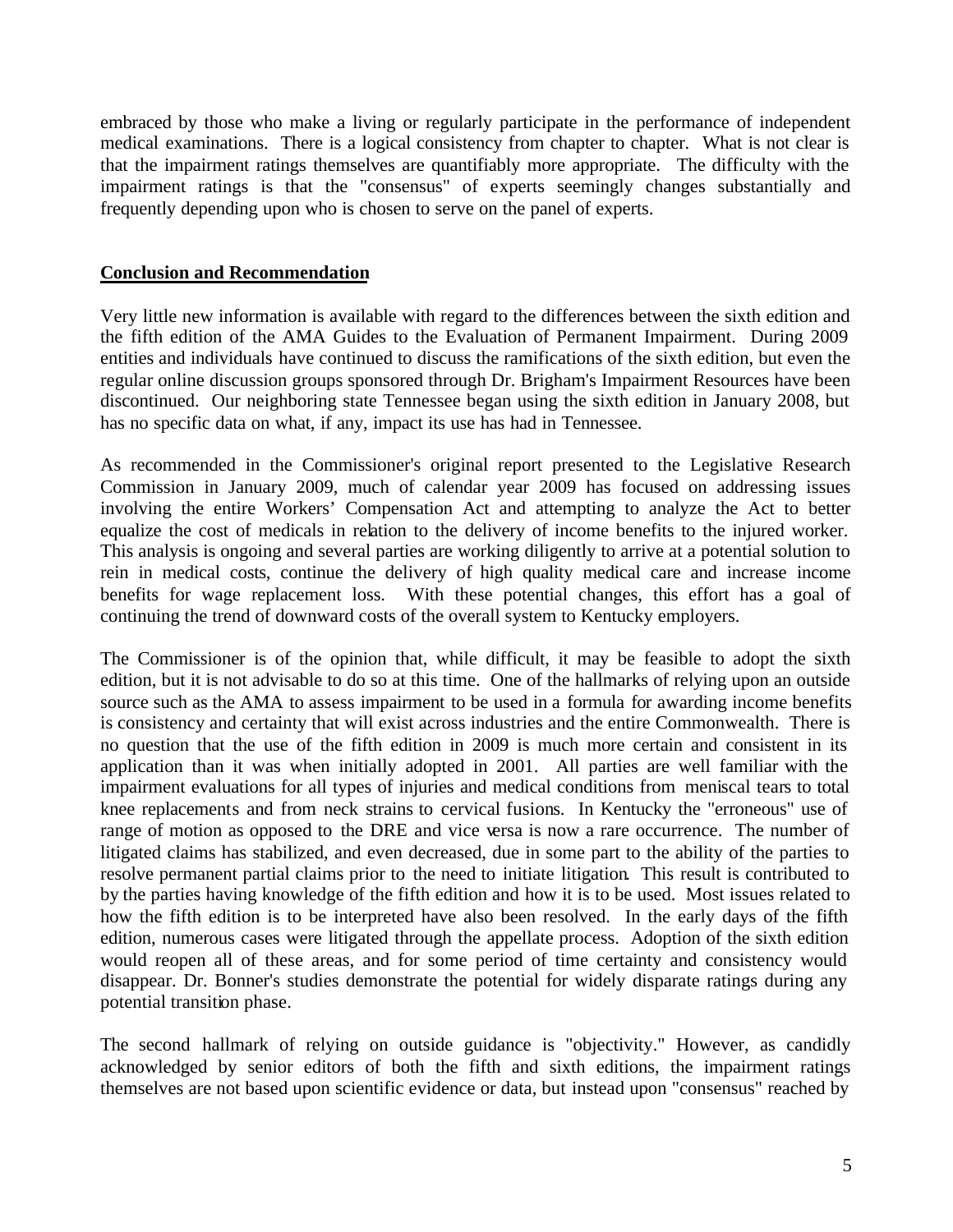embraced by those who make a living or regularly participate in the performance of independent medical examinations. There is a logical consistency from chapter to chapter. What is not clear is that the impairment ratings themselves are quantifiably more appropriate. The difficulty with the impairment ratings is that the "consensus" of experts seemingly changes substantially and frequently depending upon who is chosen to serve on the panel of experts.

## Conclusion and Recommendation

Very little new information is available with regard to the differences between the sixth edition and the fifth edition of the AMA Guides to the Evaluation of Permanent Impairment. During 2009 entities and individuals have continued to discuss the ramifications of the sixth edition, but even the regular online discussion groups sponsored through Dr. Brigham's Impairment Resources have been discontinued. Our neighboring state Tennessee began using the sixth edition in January 2008, but has no specific data on what, if any, impact its use has had in Tennessee.

As recommended in the Commissioner's original report presented to the Legislative Research Commission in January 2009, much of calendar year 2009 has focused on addressing issues involving the entire Workers' Compensation Act and attempting to analyze the Act to better equalize the cost of medicals in relation to the delivery of income benefits to the injured worker. This analysis is ongoing and several parties are working diligently to arrive at a potential solution to rein in medical costs, continue the delivery of high quality medical care and increase income benefits for wage replacement loss. With these potential changes, this effort has a goal of continuing the trend of downward costs of the overall system to Kentucky employers.

The Commissioner is of the opinion that, while difficult, it may be feasible to adopt the sixth edition, but it is not advisable to do so at this time. One of the hallmarks of relying upon an outside source such as the AMA to assess impairment to be used in a formula for awarding income benefits is consistency and certainty that will exist across industries and the entire Commonwealth. There is no question that the use of the fifth edition in 2009 is much more certain and consistent in its application than it was when initially adopted in 2001. All parties are well familiar with the impairment evaluations for all types of injuries and medical conditions from meniscal tears to total knee replacements and from neck strains to cervical fusions. In Kentucky the "erroneous" use of range of motion as opposed to the DRE and vice versa is now a rare occurrence. The number of litigated claims has stabilized, and even decreased, due in some part to the ability of the parties to resolve permanent partial claims prior to the need to initiate litigation. This result is contributed to by the parties having knowledge of the fifth edition and how it is to be used. Most issues related to how the fifth edition is to be interpreted have also been resolved. In the early days of the fifth edition, numerous cases were litigated through the appellate process. Adoption of the sixth edition would reopen all of these areas, and for some period of time certainty and consistency would disappear. Dr. Bonner's studies demonstrate the potential for widely disparate ratings during any potential transition phase.

The second hallmark of relying on outside guidance is "objectivity." However, as candidly acknowledged by senior editors of both the fifth and sixth editions, the impairment ratings themselves are not based upon scientific evidence or data, but instead upon "consensus" reached by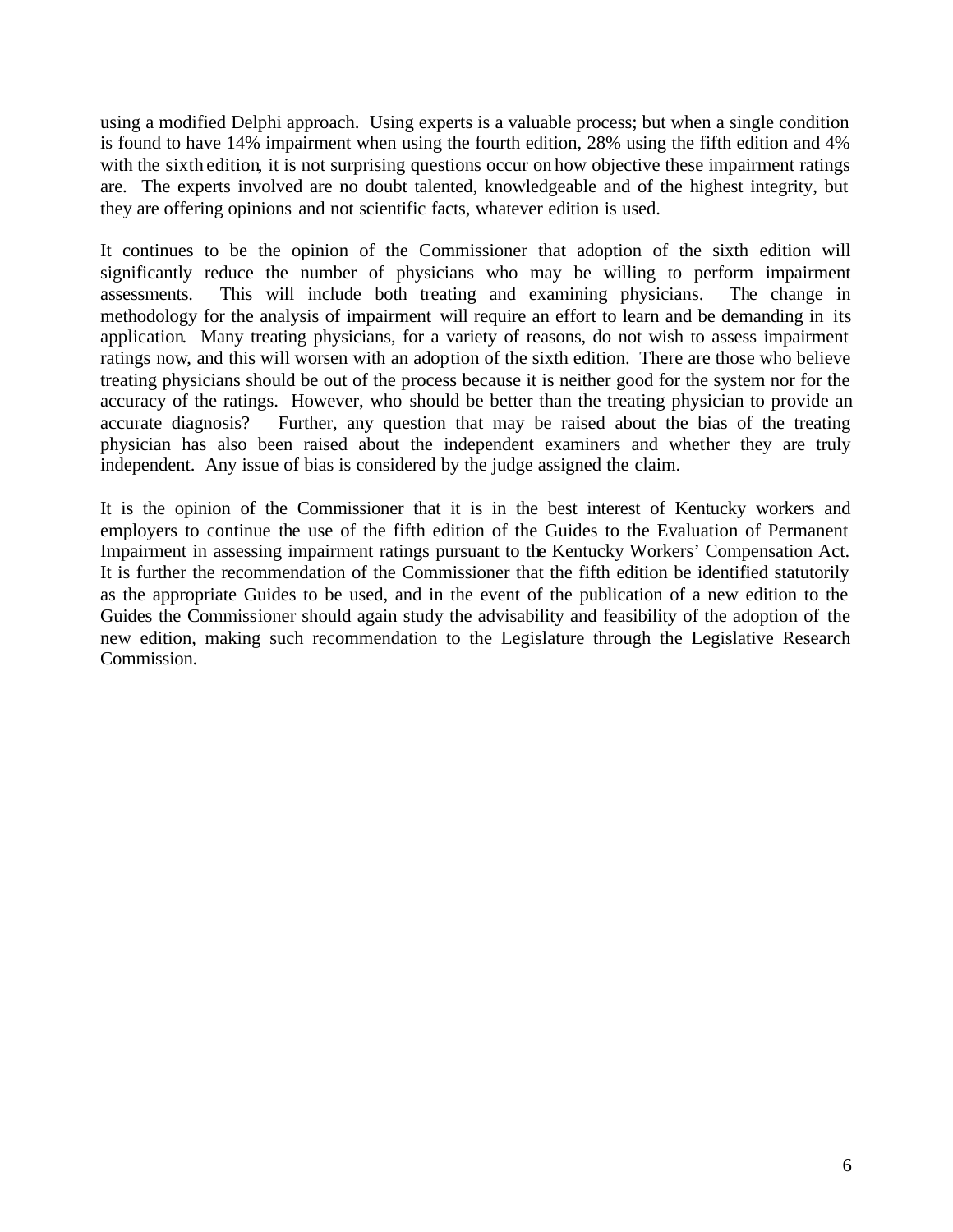using a modified Delphi approach. Using experts is a valuable process; but when a single condition is found to have 14% impairment when using the fourth edition, 28% using the fifth edition and 4% with the sixth edition, it is not surprising questions occur on how objective these impairment ratings are. The experts involved are no doubt talented, knowledgeable and of the highest integrity, but they are offering opinions and not scientific facts, whatever edition is used.

It continues to be the opinion of the Commissioner that adoption of the sixth edition will significantly reduce the number of physicians who may be willing to perform impairment assessments. This will include both treating and examining physicians. The change in methodology for the analysis of impairment will require an effort to learn and be demanding in its application. Many treating physicians, for a variety of reasons, do not wish to assess impairment ratings now, and this will worsen with an adoption of the sixth edition. There are those who believe treating physicians should be out of the process because it is neither good for the system nor for the accuracy of the ratings. However, who should be better than the treating physician to provide an accurate diagnosis? Further, any question that may be raised about the bias of the treating physician has also been raised about the independent examiners and whether they are truly independent. Any issue of bias is considered by the judge assigned the claim.

It is the opinion of the Commissioner that it is in the best interest of Kentucky workers and employers to continue the use of the fifth edition of the Guides to the Evaluation of Permanent Impairment in assessing impairment ratings pursuant to the Kentucky Workers' Compensation Act. It is further the recommendation of the Commissioner that the fifth edition be identified statutorily as the appropriate Guides to be used, and in the event of the publication of a new edition to the Guides the Commissioner should again study the advisability and feasibility of the adoption of the new edition, making such recommendation to the Legislature through the Legislative Research Commission.